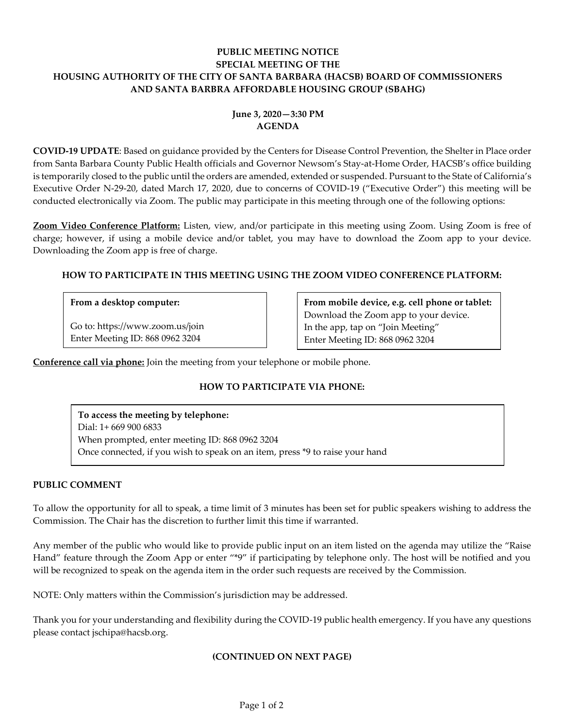# PUBLIC MEETING NOTICE
## SPECIAL MEETING OF THE
## HOUSING AUTHORITY OF THE CITY OF SANTA BARBARA (HACSB) BOARD OF COMMISSIONERS
## AND SANTA BARBRA AFFORDABLE HOUSING GROUP (SBAHG)

**June 3, 2020—3:30 PM**
**AGENDA**

**COVID-19 UPDATE**: Based on guidance provided by the Centers for Disease Control Prevention, the Shelter in Place order from Santa Barbara County Public Health officials and Governor Newsom's Stay-at-Home Order, HACSB's office building is temporarily closed to the public until the orders are amended, extended or suspended. Pursuant to the State of California's Executive Order N-29-20, dated March 17, 2020, due to concerns of COVID-19 ("Executive Order") this meeting will be conducted electronically via Zoom. The public may participate in this meeting through one of the following options:

**Zoom Video Conference Platform:** Listen, view, and/or participate in this meeting using Zoom. Using Zoom is free of charge; however, if using a mobile device and/or tablet, you may have to download the Zoom app to your device. Downloading the Zoom app is free of charge.

### HOW TO PARTICIPATE IN THIS MEETING USING THE ZOOM VIDEO CONFERENCE PLATFORM:

**From a desktop computer:**

Go to: https://www.zoom.us/join
Enter Meeting ID: 868 0962 3204

**From mobile device, e.g. cell phone or tablet:**
Download the Zoom app to your device.
In the app, tap on "Join Meeting"
Enter Meeting ID: 868 0962 3204

**Conference call via phone:** Join the meeting from your telephone or mobile phone.

### HOW TO PARTICIPATE VIA PHONE:

**To access the meeting by telephone:**
Dial: 1+ 669 900 6833
When prompted, enter meeting ID: 868 0962 3204
Once connected, if you wish to speak on an item, press *9 to raise your hand

### PUBLIC COMMENT

To allow the opportunity for all to speak, a time limit of 3 minutes has been set for public speakers wishing to address the Commission. The Chair has the discretion to further limit this time if warranted.

Any member of the public who would like to provide public input on an item listed on the agenda may utilize the "Raise Hand" feature through the Zoom App or enter "*9" if participating by telephone only. The host will be notified and you will be recognized to speak on the agenda item in the order such requests are received by the Commission.

NOTE: Only matters within the Commission's jurisdiction may be addressed.

Thank you for your understanding and flexibility during the COVID-19 public health emergency. If you have any questions please contact jschipa@hacsb.org.

**(CONTINUED ON NEXT PAGE)**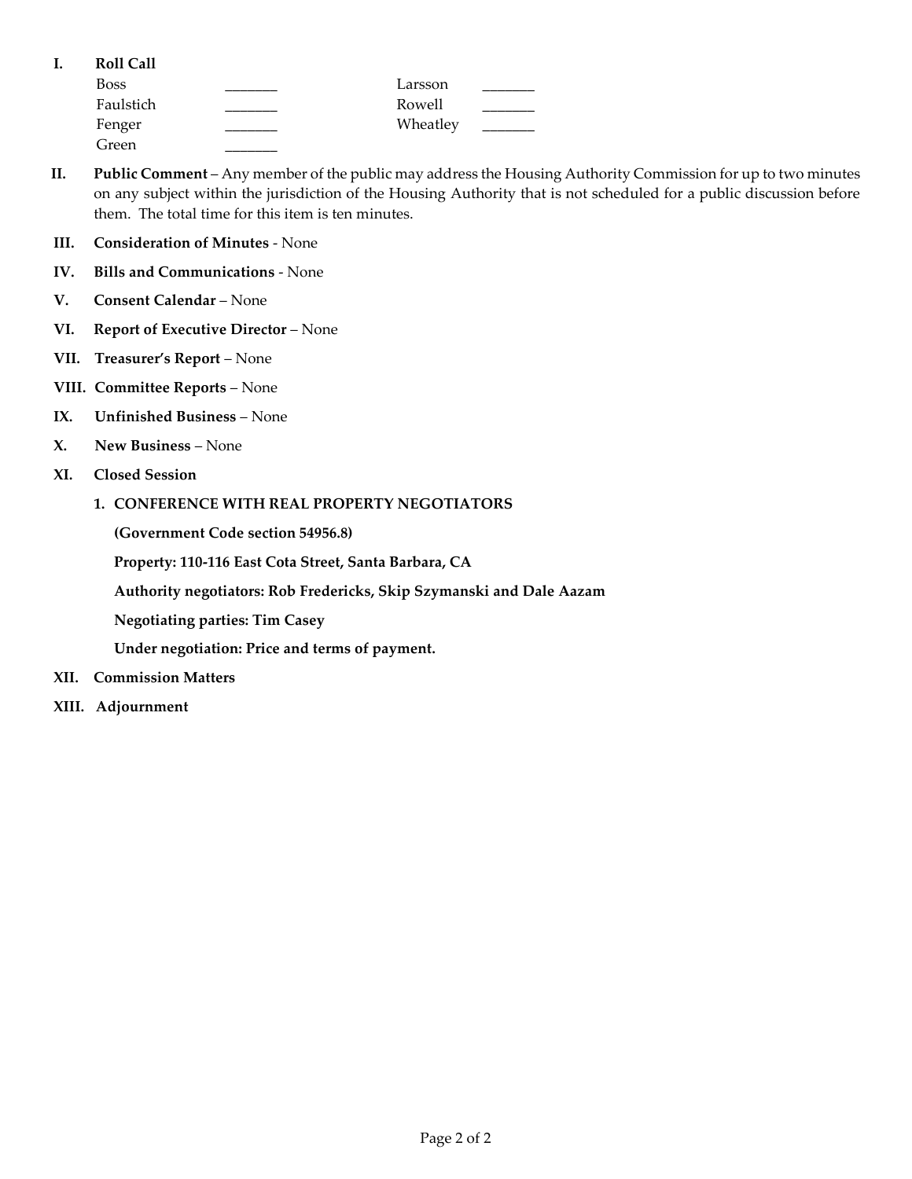**I. Roll Call**

| | | | |
|---|---|---|---|
| Boss | _______ | Larsson | _______ |
| Faulstich | _______ | Rowell | _______ |
| Fenger | _______ | Wheatley | _______ |
| Green | _______ | | |

**II. Public Comment** – Any member of the public may address the Housing Authority Commission for up to two minutes on any subject within the jurisdiction of the Housing Authority that is not scheduled for a public discussion before them. The total time for this item is ten minutes.

**III. Consideration of Minutes** - None

**IV. Bills and Communications** - None

**V. Consent Calendar** – None

**VI. Report of Executive Director** – None

**VII. Treasurer's Report** – None

**VIII. Committee Reports** – None

**IX. Unfinished Business** – None

**X. New Business** – None

**XI. Closed Session**

**1. CONFERENCE WITH REAL PROPERTY NEGOTIATORS**

**(Government Code section 54956.8)**

**Property: 110-116 East Cota Street, Santa Barbara, CA**

**Authority negotiators: Rob Fredericks, Skip Szymanski and Dale Aazam**

**Negotiating parties: Tim Casey**

**Under negotiation: Price and terms of payment.**

**XII. Commission Matters**

**XIII. Adjournment**